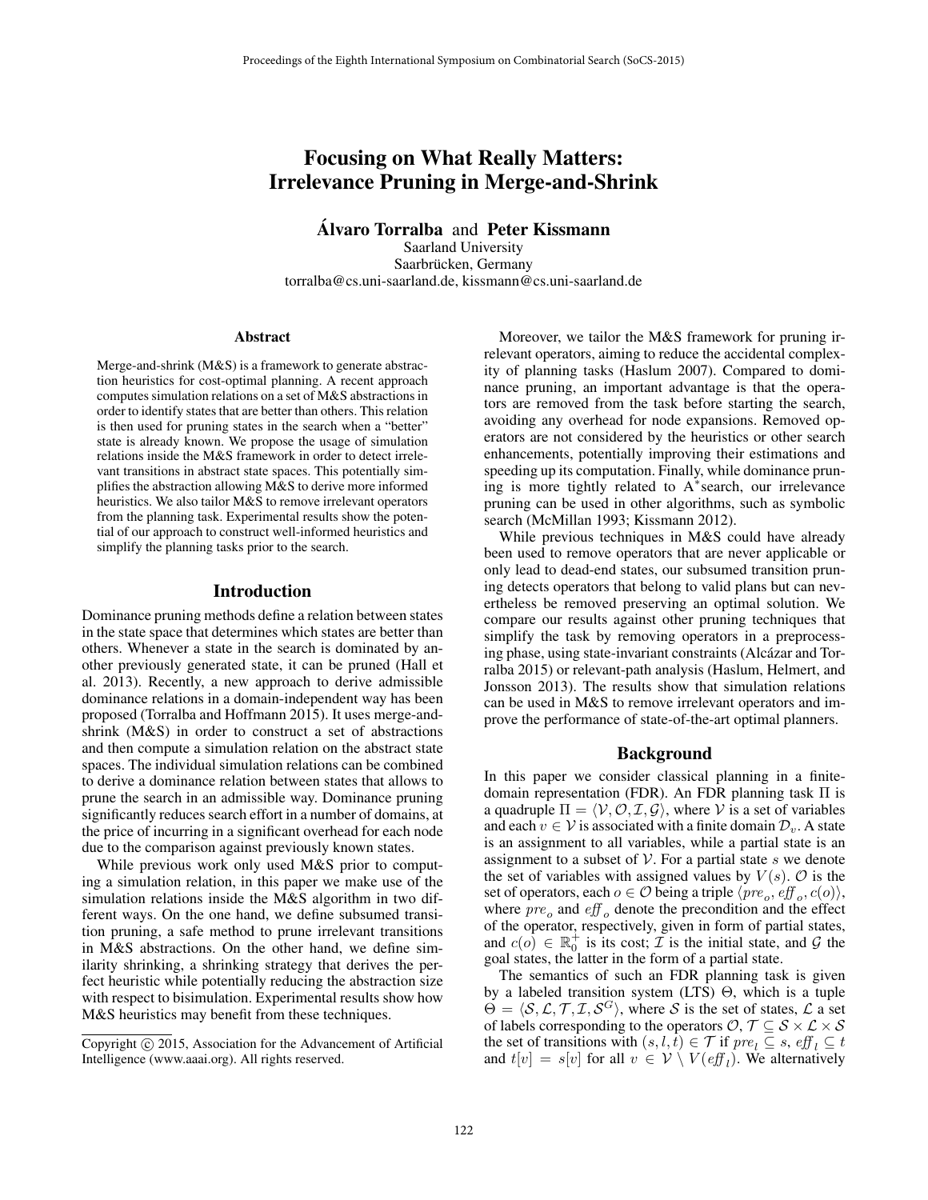# Focusing on What Really Matters: Irrelevance Pruning in Merge-and-Shrink

**Álvaro Torralba** and **Peter Kissmann**
Saarland University
Saarbrücken, Germany
torralba@cs.uni-saarland.de, kissmann@cs.uni-saarland.de

## Abstract

Merge-and-shrink (M&S) is a framework to generate abstraction heuristics for cost-optimal planning. A recent approach computes simulation relations on a set of M&S abstractions in order to identify states that are better than others. This relation is then used for pruning states in the search when a "better" state is already known. We propose the usage of simulation relations inside the M&S framework in order to detect irrelevant transitions in abstract state spaces. This potentially simplifies the abstraction allowing M&S to derive more informed heuristics. We also tailor M&S to remove irrelevant operators from the planning task. Experimental results show the potential of our approach to construct well-informed heuristics and simplify the planning tasks prior to the search.

## Introduction

Dominance pruning methods define a relation between states in the state space that determines which states are better than others. Whenever a state in the search is dominated by another previously generated state, it can be pruned (Hall et al. 2013). Recently, a new approach to derive admissible dominance relations in a domain-independent way has been proposed (Torralba and Hoffmann 2015). It uses merge-and-shrink (M&S) in order to construct a set of abstractions and then compute a simulation relation on the abstract state spaces. The individual simulation relations can be combined to derive a dominance relation between states that allows to prune the search in an admissible way. Dominance pruning significantly reduces search effort in a number of domains, at the price of incurring in a significant overhead for each node due to the comparison against previously known states.

While previous work only used M&S prior to computing a simulation relation, in this paper we make use of the simulation relations inside the M&S algorithm in two different ways. On the one hand, we define subsumed transition pruning, a safe method to prune irrelevant transitions in M&S abstractions. On the other hand, we define similarity shrinking, a shrinking strategy that derives the perfect heuristic while potentially reducing the abstraction size with respect to bisimulation. Experimental results show how M&S heuristics may benefit from these techniques.

Moreover, we tailor the M&S framework for pruning irrelevant operators, aiming to reduce the accidental complexity of planning tasks (Haslum 2007). Compared to dominance pruning, an important advantage is that the operators are removed from the task before starting the search, avoiding any overhead for node expansions. Removed operators are not considered by the heuristics or other search enhancements, potentially improving their estimations and speeding up its computation. Finally, while dominance pruning is more tightly related to A$^*$search, our irrelevance pruning can be used in other algorithms, such as symbolic search (McMillan 1993; Kissmann 2012).

While previous techniques in M&S could have already been used to remove operators that are never applicable or only lead to dead-end states, our subsumed transition pruning detects operators that belong to valid plans but can nevertheless be removed preserving an optimal solution. We compare our results against other pruning techniques that simplify the task by removing operators in a preprocessing phase, using state-invariant constraints (Alcázar and Torralba 2015) or relevant-path analysis (Haslum, Helmert, and Jonsson 2013). The results show that simulation relations can be used in M&S to remove irrelevant operators and improve the performance of state-of-the-art optimal planners.

## Background

In this paper we consider classical planning in a finite-domain representation (FDR). An FDR planning task $\Pi$ is a quadruple $\Pi = \langle \mathcal{V}, \mathcal{O}, \mathcal{I}, \mathcal{G} \rangle$, where $\mathcal{V}$ is a set of variables and each $v \in \mathcal{V}$ is associated with a finite domain $\mathcal{D}_v$. A state is an assignment to all variables, while a partial state is an assignment to a subset of $\mathcal{V}$. For a partial state $s$ we denote the set of variables with assigned values by $V(s)$. $\mathcal{O}$ is the set of operators, each $o \in \mathcal{O}$ being a triple $\langle pre_o, eff_o, c(o) \rangle$, where $pre_o$ and $eff_o$ denote the precondition and the effect of the operator, respectively, given in form of partial states, and $c(o) \in \mathbb{R}_0^+$ is its cost; $\mathcal{I}$ is the initial state, and $\mathcal{G}$ the goal states, the latter in the form of a partial state.

The semantics of such an FDR planning task is given by a labeled transition system (LTS) $\Theta$, which is a tuple $\Theta = \langle \mathcal{S}, \mathcal{L}, \mathcal{T}, \mathcal{I}, \mathcal{S}^G \rangle$, where $\mathcal{S}$ is the set of states, $\mathcal{L}$ a set of labels corresponding to the operators $\mathcal{O}$, $\mathcal{T} \subseteq \mathcal{S} \times \mathcal{L} \times \mathcal{S}$ the set of transitions with $(s, l, t) \in \mathcal{T}$ if $pre_l \subseteq s$, $eff_l \subseteq t$ and $t[v] = s[v]$ for all $v \in \mathcal{V} \setminus V(eff_l)$. We alternatively

Copyright © 2015, Association for the Advancement of Artificial Intelligence (www.aaai.org). All rights reserved.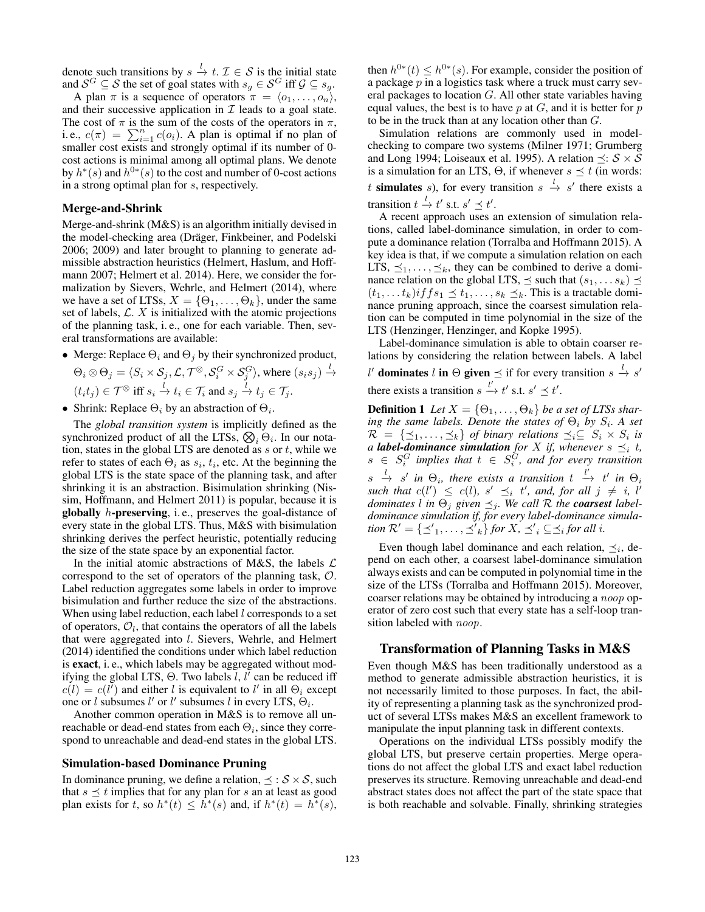denote such transitions by $s \xrightarrow{l} t$. $\mathcal{I} \in \mathcal{S}$ is the initial state and $\mathcal{S}^G \subseteq \mathcal{S}$ the set of goal states with $s_g \in \mathcal{S}^G$ iff $\mathcal{G} \subseteq s_g$.

A plan $\pi$ is a sequence of operators $\pi = \langle o_1, \ldots, o_n \rangle$, and their successive application in $\mathcal{I}$ leads to a goal state. The cost of $\pi$ is the sum of the costs of the operators in $\pi$, i. e., $c(\pi) = \sum_{i=1}^{n} c(o_i)$. A plan is optimal if no plan of smaller cost exists and strongly optimal if its number of 0-cost actions is minimal among all optimal plans. We denote by $h^*(s)$ and $h^{0*}(s)$ to the cost and number of 0-cost actions in a strong optimal plan for $s$, respectively.

### Merge-and-Shrink

Merge-and-shrink (M&S) is an algorithm initially devised in the model-checking area (Dräger, Finkbeiner, and Podelski 2006; 2009) and later brought to planning to generate admissible abstraction heuristics (Helmert, Haslum, and Hoffmann 2007; Helmert et al. 2014). Here, we consider the formalization by Sievers, Wehrle, and Helmert (2014), where we have a set of LTSs, $X = \{\Theta_1, \ldots, \Theta_k\}$, under the same set of labels, $\mathcal{L}$. $X$ is initialized with the atomic projections of the planning task, i. e., one for each variable. Then, several transformations are available:

- Merge: Replace $\Theta_i$ and $\Theta_j$ by their synchronized product, $\Theta_i \otimes \Theta_j = \langle S_i \times \mathcal{S}_j, \mathcal{L}, \mathcal{T}^{\otimes}, \mathcal{S}_i^G \times \mathcal{S}_j^G \rangle$, where $(s_i s_j) \xrightarrow{l} (t_i t_j) \in \mathcal{T}^{\otimes}$ iff $s_i \xrightarrow{l} t_i \in \mathcal{T}_i$ and $s_j \xrightarrow{l} t_j \in \mathcal{T}_j$.
- Shrink: Replace $\Theta_i$ by an abstraction of $\Theta_i$.

The *global transition system* is implicitly defined as the synchronized product of all the LTSs, $\bigotimes_i \Theta_i$. In our notation, states in the global LTS are denoted as $s$ or $t$, while we refer to states of each $\Theta_i$ as $s_i$, $t_i$, etc. At the beginning the global LTS is the state space of the planning task, and after shrinking it is an abstraction. Bisimulation shrinking (Nissim, Hoffmann, and Helmert 2011) is popular, because it is **globally** $h$**-preserving**, i. e., preserves the goal-distance of every state in the global LTS. Thus, M&S with bisimulation shrinking derives the perfect heuristic, potentially reducing the size of the state space by an exponential factor.

In the initial atomic abstractions of M&S, the labels $\mathcal{L}$ correspond to the set of operators of the planning task, $\mathcal{O}$. Label reduction aggregates some labels in order to improve bisimulation and further reduce the size of the abstractions. When using label reduction, each label $l$ corresponds to a set of operators, $\mathcal{O}_l$, that contains the operators of all the labels that were aggregated into $l$. Sievers, Wehrle, and Helmert (2014) identified the conditions under which label reduction is **exact**, i. e., which labels may be aggregated without modifying the global LTS, $\Theta$. Two labels $l$, $l'$ can be reduced iff $c(l) = c(l')$ and either $l$ is equivalent to $l'$ in all $\Theta_i$ except one or $l$ subsumes $l'$ or $l'$ subsumes $l$ in every LTS, $\Theta_i$.

Another common operation in M&S is to remove all unreachable or dead-end states from each $\Theta_i$, since they correspond to unreachable and dead-end states in the global LTS.

### Simulation-based Dominance Pruning

In dominance pruning, we define a relation, $\preceq : \mathcal{S} \times \mathcal{S}$, such that $s \preceq t$ implies that for any plan for $s$ an at least as good plan exists for $t$, so $h^*(t) \leq h^*(s)$ and, if $h^*(t) = h^*(s)$, then $h^{0*}(t) \leq h^{0*}(s)$. For example, consider the position of a package $p$ in a logistics task where a truck must carry several packages to location $G$. All other state variables having equal values, the best is to have $p$ at $G$, and it is better for $p$ to be in the truck than at any location other than $G$.

Simulation relations are commonly used in model-checking to compare two systems (Milner 1971; Grumberg and Long 1994; Loiseaux et al. 1995). A relation $\preceq$: $\mathcal{S} \times \mathcal{S}$ is a simulation for an LTS, $\Theta$, if whenever $s \preceq t$ (in words: $t$ **simulates** $s$), for every transition $s \xrightarrow{l} s'$ there exists a transition $t \xrightarrow{l} t'$ s.t. $s' \preceq t'$.

A recent approach uses an extension of simulation relations, called label-dominance simulation, in order to compute a dominance relation (Torralba and Hoffmann 2015). A key idea is that, if we compute a simulation relation on each LTS, $\preceq_1, \ldots, \preceq_k$, they can be combined to derive a dominance relation on the global LTS, $\preceq$ such that $(s_1, \ldots s_k) \preceq (t_1, \ldots t_k) iff s_1 \preceq t_1, \ldots, s_k \preceq_k$. This is a tractable dominance pruning approach, since the coarsest simulation relation can be computed in time polynomial in the size of the LTS (Henzinger, Henzinger, and Kopke 1995).

Label-dominance simulation is able to obtain coarser relations by considering the relation between labels. A label $l'$ **dominates** $l$ **in** $\Theta$ **given** $\preceq$ if for every transition $s \xrightarrow{l} s'$ there exists a transition $s \xrightarrow{l'} t'$ s.t. $s' \preceq t'$.

**Definition 1** *Let $X = \{\Theta_1, \ldots, \Theta_k\}$ be a set of LTSs sharing the same labels. Denote the states of $\Theta_i$ by $S_i$. A set $\mathcal{R} = \{\preceq_1, \ldots, \preceq_k\}$ of binary relations $\preceq_i \subseteq S_i \times S_i$ is a* ***label-dominance simulation*** *for $X$ if, whenever $s \preceq_i t$, $s \in S_i^G$ implies that $t \in S_i^G$, and for every transition $s \xrightarrow{l} s'$ in $\Theta_i$, there exists a transition $t \xrightarrow{l'} t'$ in $\Theta_i$ such that $c(l') \leq c(l)$, $s' \preceq_i t'$, and, for all $j \neq i$, $l'$ dominates $l$ in $\Theta_j$ given $\preceq_j$. We call $\mathcal{R}$ the* ***coarsest*** *label-dominance simulation if, for every label-dominance simulation $\mathcal{R}' = \{\preceq'_1, \ldots, \preceq'_k\}$ for $X$, $\preceq'_i \subseteq \preceq_i$ for all $i$.*

Even though label dominance and each relation, $\preceq_i$, depend on each other, a coarsest label-dominance simulation always exists and can be computed in polynomial time in the size of the LTSs (Torralba and Hoffmann 2015). Moreover, coarser relations may be obtained by introducing a *noop* operator of zero cost such that every state has a self-loop transition labeled with *noop*.

## Transformation of Planning Tasks in M&S

Even though M&S has been traditionally understood as a method to generate admissible abstraction heuristics, it is not necessarily limited to those purposes. In fact, the ability of representing a planning task as the synchronized product of several LTSs makes M&S an excellent framework to manipulate the input planning task in different contexts.

Operations on the individual LTSs possibly modify the global LTS, but preserve certain properties. Merge operations do not affect the global LTS and exact label reduction preserves its structure. Removing unreachable and dead-end abstract states does not affect the part of the state space that is both reachable and solvable. Finally, shrinking strategies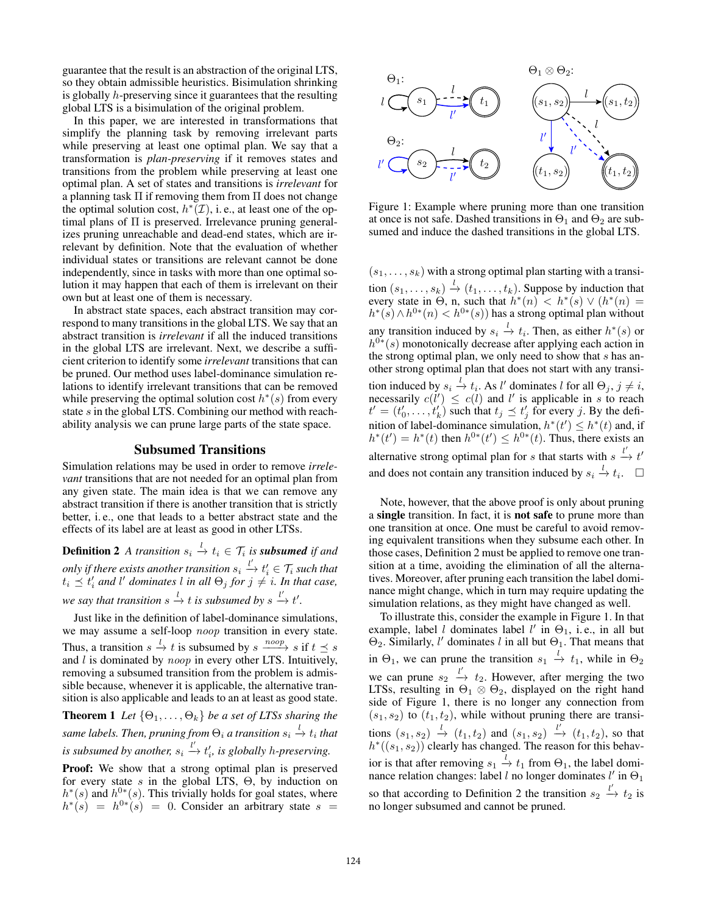guarantee that the result is an abstraction of the original LTS, so they obtain admissible heuristics. Bisimulation shrinking is globally $h$-preserving since it guarantees that the resulting global LTS is a bisimulation of the original problem.

In this paper, we are interested in transformations that simplify the planning task by removing irrelevant parts while preserving at least one optimal plan. We say that a transformation is *plan-preserving* if it removes states and transitions from the problem while preserving at least one optimal plan. A set of states and transitions is *irrelevant* for a planning task $\Pi$ if removing them from $\Pi$ does not change the optimal solution cost, $h^*(\mathcal{I})$, i. e., at least one of the optimal plans of $\Pi$ is preserved. Irrelevance pruning generalizes pruning unreachable and dead-end states, which are irrelevant by definition. Note that the evaluation of whether individual states or transitions are relevant cannot be done independently, since in tasks with more than one optimal solution it may happen that each of them is irrelevant on their own but at least one of them is necessary.

In abstract state spaces, each abstract transition may correspond to many transitions in the global LTS. We say that an abstract transition is *irrelevant* if all the induced transitions in the global LTS are irrelevant. Next, we describe a sufficient criterion to identify some *irrelevant* transitions that can be pruned. Our method uses label-dominance simulation relations to identify irrelevant transitions that can be removed while preserving the optimal solution cost $h^*(s)$ from every state $s$ in the global LTS. Combining our method with reachability analysis we can prune large parts of the state space.

## Subsumed Transitions

Simulation relations may be used in order to remove *irrelevant* transitions that are not needed for an optimal plan from any given state. The main idea is that we can remove any abstract transition if there is another transition that is strictly better, i. e., one that leads to a better abstract state and the effects of its label are at least as good in other LTSs.

**Definition 2** *A transition $s_i \xrightarrow{l} t_i \in \mathcal{T}_i$ is **subsumed** if and only if there exists another transition $s_i \xrightarrow{l'} t'_i \in \mathcal{T}_i$ such that $t_i \preceq t'_i$ and $l'$ dominates $l$ in all $\Theta_j$ for $j \neq i$. In that case, we say that transition $s \xrightarrow{l} t$ is subsumed by $s \xrightarrow{l'} t'$.*

Just like in the definition of label-dominance simulations, we may assume a self-loop $noop$ transition in every state. Thus, a transition $s \xrightarrow{l} t$ is subsumed by $s \xrightarrow{noop} s$ if $t \preceq s$ and $l$ is dominated by $noop$ in every other LTS. Intuitively, removing a subsumed transition from the problem is admissible because, whenever it is applicable, the alternative transition is also applicable and leads to an at least as good state.

**Theorem 1** *Let $\{\Theta_1, \ldots, \Theta_k\}$ be a set of LTSs sharing the same labels. Then, pruning from $\Theta_i$ a transition $s_i \xrightarrow{l} t_i$ that is subsumed by another, $s_i \xrightarrow{l'} t'_i$, is globally $h$-preserving.*

**Proof:** We show that a strong optimal plan is preserved for every state $s$ in the global LTS, $\Theta$, by induction on $h^*(s)$ and $h^{0*}(s)$. This trivially holds for goal states, where $h^*(s) = h^{0*}(s) = 0$. Consider an arbitrary state $s = (s_1, \ldots, s_k)$ with a strong optimal plan starting with a transition $(s_1, \ldots, s_k) \xrightarrow{l} (t_1, \ldots, t_k)$. Suppose by induction that every state in $\Theta$, n, such that $h^*(n) < h^*(s) \vee (h^*(n) = h^*(s) \wedge h^{0*}(n) < h^{0*}(s))$ has a strong optimal plan without any transition induced by $s_i \xrightarrow{l} t_i$. Then, as either $h^*(s)$ or $h^{0*}(s)$ monotonically decrease after applying each action in the strong optimal plan, we only need to show that $s$ has another strong optimal plan that does not start with any transition induced by $s_i \xrightarrow{l} t_i$. As $l'$ dominates $l$ for all $\Theta_j, j \neq i$, necessarily $c(l') \leq c(l)$ and $l'$ is applicable in $s$ to reach $t' = (t'_0, \ldots, t'_k)$ such that $t_j \preceq t'_j$ for every $j$. By the definition of label-dominance simulation, $h^*(t') \leq h^*(t)$ and, if $h^*(t') = h^*(t)$ then $h^{0*}(t') \leq h^{0*}(t)$. Thus, there exists an alternative strong optimal plan for $s$ that starts with $s \xrightarrow{l'} t'$ and does not contain any transition induced by $s_i \xrightarrow{l} t_i$. $\square$

Figure 1: Example where pruning more than one transition at once is not safe. Dashed transitions in $\Theta_1$ and $\Theta_2$ are subsumed and induce the dashed transitions in the global LTS.

Note, however, that the above proof is only about pruning a **single** transition. In fact, it is **not safe** to prune more than one transition at once. One must be careful to avoid removing equivalent transitions when they subsume each other. In those cases, Definition 2 must be applied to remove one transition at a time, avoiding the elimination of all the alternatives. Moreover, after pruning each transition the label dominance might change, which in turn may require updating the simulation relations, as they might have changed as well.

To illustrate this, consider the example in Figure 1. In that example, label $l$ dominates label $l'$ in $\Theta_1$, i. e., in all but $\Theta_2$. Similarly, $l'$ dominates $l$ in all but $\Theta_1$. That means that in $\Theta_1$, we can prune the transition $s_1 \xrightarrow{l} t_1$, while in $\Theta_2$ we can prune $s_2 \xrightarrow{l'} t_2$. However, after merging the two LTSs, resulting in $\Theta_1 \otimes \Theta_2$, displayed on the right hand side of Figure 1, there is no longer any connection from $(s_1, s_2)$ to $(t_1, t_2)$, while without pruning there are transitions $(s_1, s_2) \xrightarrow{l} (t_1, t_2)$ and $(s_1, s_2) \xrightarrow{l'} (t_1, t_2)$, so that $h^*((s_1, s_2))$ clearly has changed. The reason for this behavior is that after removing $s_1 \xrightarrow{l} t_1$ from $\Theta_1$, the label dominance relation changes: label $l$ no longer dominates $l'$ in $\Theta_1$ so that according to Definition 2 the transition $s_2 \xrightarrow{l'} t_2$ is no longer subsumed and cannot be pruned.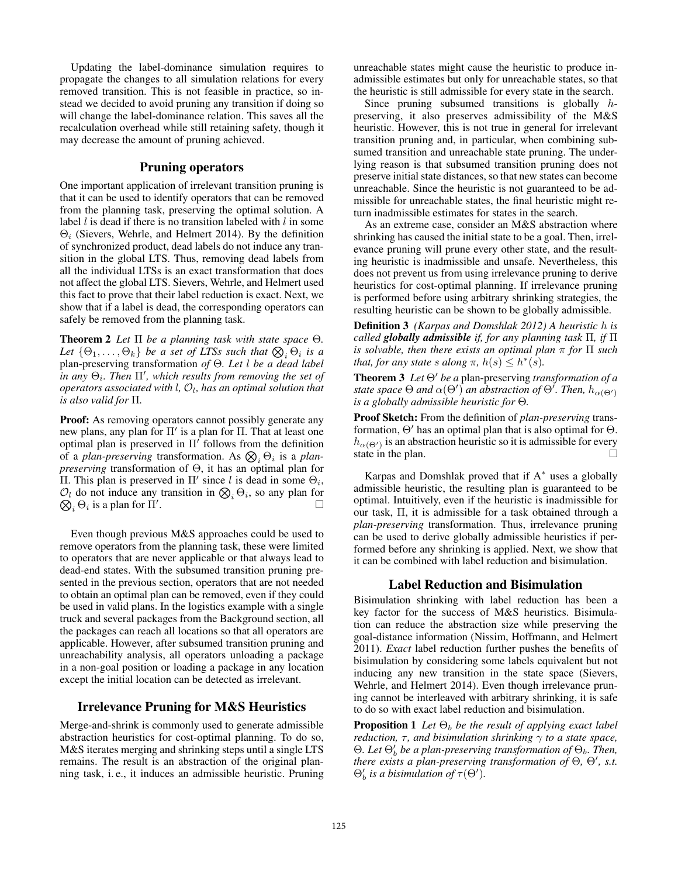Updating the label-dominance simulation requires to propagate the changes to all simulation relations for every removed transition. This is not feasible in practice, so instead we decided to avoid pruning any transition if doing so will change the label-dominance relation. This saves all the recalculation overhead while still retaining safety, though it may decrease the amount of pruning achieved.

## Pruning operators

One important application of irrelevant transition pruning is that it can be used to identify operators that can be removed from the planning task, preserving the optimal solution. A label $l$ is dead if there is no transition labeled with $l$ in some $\Theta_i$ (Sievers, Wehrle, and Helmert 2014). By the definition of synchronized product, dead labels do not induce any transition in the global LTS. Thus, removing dead labels from all the individual LTSs is an exact transformation that does not affect the global LTS. Sievers, Wehrle, and Helmert used this fact to prove that their label reduction is exact. Next, we show that if a label is dead, the corresponding operators can safely be removed from the planning task.

**Theorem 2** *Let* $\Pi$ *be a planning task with state space* $\Theta$*. Let* $\{\Theta_1, \dots, \Theta_k\}$ *be a set of LTSs such that* $\bigotimes_i \Theta_i$ *is a* plan-preserving transformation *of* $\Theta$*. Let* $l$ *be a dead label in any* $\Theta_i$*. Then* $\Pi'$*, which results from removing the set of operators associated with* $l$*,* $\mathcal{O}_l$*, has an optimal solution that is also valid for* $\Pi$*.*

**Proof:** As removing operators cannot possibly generate any new plans, any plan for $\Pi'$ is a plan for $\Pi$. That at least one optimal plan is preserved in $\Pi'$ follows from the definition of a *plan-preserving* transformation. As $\bigotimes_i \Theta_i$ is a *plan-preserving* transformation of $\Theta$, it has an optimal plan for $\Pi$. This plan is preserved in $\Pi'$ since $l$ is dead in some $\Theta_i$, $\mathcal{O}_l$ do not induce any transition in $\bigotimes_i \Theta_i$, so any plan for $\bigotimes_i \Theta_i$ is a plan for $\Pi'$. □

Even though previous M&S approaches could be used to remove operators from the planning task, these were limited to operators that are never applicable or that always lead to dead-end states. With the subsumed transition pruning presented in the previous section, operators that are not needed to obtain an optimal plan can be removed, even if they could be used in valid plans. In the logistics example with a single truck and several packages from the Background section, all the packages can reach all locations so that all operators are applicable. However, after subsumed transition pruning and unreachability analysis, all operators unloading a package in a non-goal position or loading a package in any location except the initial location can be detected as irrelevant.

## Irrelevance Pruning for M&S Heuristics

Merge-and-shrink is commonly used to generate admissible abstraction heuristics for cost-optimal planning. To do so, M&S iterates merging and shrinking steps until a single LTS remains. The result is an abstraction of the original planning task, i. e., it induces an admissible heuristic. Pruning unreachable states might cause the heuristic to produce inadmissible estimates but only for unreachable states, so that the heuristic is still admissible for every state in the search.

Since pruning subsumed transitions is globally $h$-preserving, it also preserves admissibility of the M&S heuristic. However, this is not true in general for irrelevant transition pruning and, in particular, when combining subsumed transition and unreachable state pruning. The underlying reason is that subsumed transition pruning does not preserve initial state distances, so that new states can become unreachable. Since the heuristic is not guaranteed to be admissible for unreachable states, the final heuristic might return inadmissible estimates for states in the search.

As an extreme case, consider an M&S abstraction where shrinking has caused the initial state to be a goal. Then, irrelevance pruning will prune every other state, and the resulting heuristic is inadmissible and unsafe. Nevertheless, this does not prevent us from using irrelevance pruning to derive heuristics for cost-optimal planning. If irrelevance pruning is performed before using arbitrary shrinking strategies, the resulting heuristic can be shown to be globally admissible.

**Definition 3** *(Karpas and Domshlak 2012) A heuristic* $h$ *is called* ***globally admissible*** *if, for any planning task* $\Pi$*, if* $\Pi$ *is solvable, then there exists an optimal plan* $\pi$ *for* $\Pi$ *such that, for any state* $s$ *along* $\pi$*,* $h(s) \leq h^*(s)$*.*

**Theorem 3** *Let* $\Theta'$ *be a* plan-preserving *transformation of a state space* $\Theta$ *and* $\alpha(\Theta')$ *an abstraction of* $\Theta'$*. Then,* $h_{\alpha(\Theta')}$ *is a globally admissible heuristic for* $\Theta$*.*

**Proof Sketch:** From the definition of *plan-preserving* transformation, $\Theta'$ has an optimal plan that is also optimal for $\Theta$. $h_{\alpha(\Theta')}$ is an abstraction heuristic so it is admissible for every state in the plan. □

Karpas and Domshlak proved that if A$^*$ uses a globally admissible heuristic, the resulting plan is guaranteed to be optimal. Intuitively, even if the heuristic is inadmissible for our task, $\Pi$, it is admissible for a task obtained through a *plan-preserving* transformation. Thus, irrelevance pruning can be used to derive globally admissible heuristics if performed before any shrinking is applied. Next, we show that it can be combined with label reduction and bisimulation.

## Label Reduction and Bisimulation

Bisimulation shrinking with label reduction has been a key factor for the success of M&S heuristics. Bisimulation can reduce the abstraction size while preserving the goal-distance information (Nissim, Hoffmann, and Helmert 2011). *Exact* label reduction further pushes the benefits of bisimulation by considering some labels equivalent but not inducing any new transition in the state space (Sievers, Wehrle, and Helmert 2014). Even though irrelevance pruning cannot be interleaved with arbitrary shrinking, it is safe to do so with exact label reduction and bisimulation.

**Proposition 1** *Let* $\Theta_b$ *be the result of applying exact label reduction,* $\tau$*, and bisimulation shrinking* $\gamma$ *to a state space,* $\Theta$*. Let* $\Theta'_b$ *be a plan-preserving transformation of* $\Theta_b$*. Then, there exists a plan-preserving transformation of* $\Theta$*,* $\Theta'$*, s.t.* $\Theta'_b$ *is a bisimulation of* $\tau(\Theta')$*.*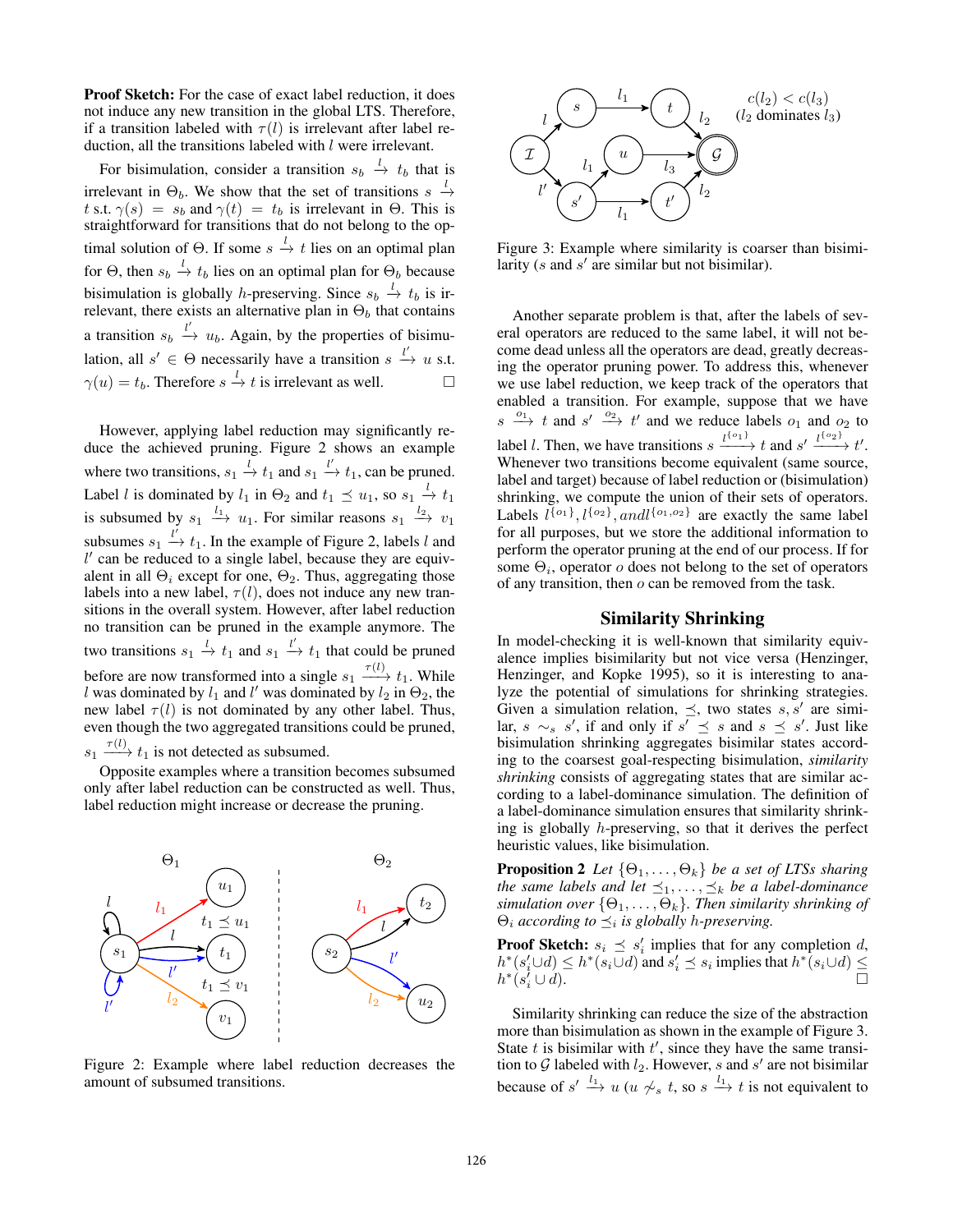**Proof Sketch:** For the case of exact label reduction, it does not induce any new transition in the global LTS. Therefore, if a transition labeled with $\tau(l)$ is irrelevant after label reduction, all the transitions labeled with $l$ were irrelevant.

For bisimulation, consider a transition $s_b \xrightarrow{l} t_b$ that is irrelevant in $\Theta_b$. We show that the set of transitions $s \xrightarrow{l} t$ s.t. $\gamma(s) = s_b$ and $\gamma(t) = t_b$ is irrelevant in $\Theta$. This is straightforward for transitions that do not belong to the optimal solution of $\Theta$. If some $s \xrightarrow{l} t$ lies on an optimal plan for $\Theta$, then $s_b \xrightarrow{l} t_b$ lies on an optimal plan for $\Theta_b$ because bisimulation is globally $h$-preserving. Since $s_b \xrightarrow{l} t_b$ is irrelevant, there exists an alternative plan in $\Theta_b$ that contains a transition $s_b \xrightarrow{l'} u_b$. Again, by the properties of bisimulation, all $s' \in \Theta$ necessarily have a transition $s \xrightarrow{l'} u$ s.t. $\gamma(u) = t_b$. Therefore $s \xrightarrow{l} t$ is irrelevant as well. □

However, applying label reduction may significantly reduce the achieved pruning. Figure 2 shows an example where two transitions, $s_1 \xrightarrow{l} t_1$ and $s_1 \xrightarrow{l'} t_1$, can be pruned. Label $l$ is dominated by $l_1$ in $\Theta_2$ and $t_1 \preceq u_1$, so $s_1 \xrightarrow{l} t_1$ is subsumed by $s_1 \xrightarrow{l_1} u_1$. For similar reasons $s_1 \xrightarrow{l_2} v_1$ subsumes $s_1 \xrightarrow{l'} t_1$. In the example of Figure 2, labels $l$ and $l'$ can be reduced to a single label, because they are equivalent in all $\Theta_i$ except for one, $\Theta_2$. Thus, aggregating those labels into a new label, $\tau(l)$, does not induce any new transitions in the overall system. However, after label reduction no transition can be pruned in the example anymore. The two transitions $s_1 \xrightarrow{l} t_1$ and $s_1 \xrightarrow{l'} t_1$ that could be pruned before are now transformed into a single $s_1 \xrightarrow{\tau(l)} t_1$. While $l$ was dominated by $l_1$ and $l'$ was dominated by $l_2$ in $\Theta_2$, the new label $\tau(l)$ is not dominated by any other label. Thus, even though the two aggregated transitions could be pruned, $s_1 \xrightarrow{\tau(l)} t_1$ is not detected as subsumed.

Opposite examples where a transition becomes subsumed only after label reduction can be constructed as well. Thus, label reduction might increase or decrease the pruning.

Figure 2: Example where label reduction decreases the amount of subsumed transitions.

Figure 3: Example where similarity is coarser than bisimilarity ($s$ and $s'$ are similar but not bisimilar).

Another separate problem is that, after the labels of several operators are reduced to the same label, it will not become dead unless all the operators are dead, greatly decreasing the operator pruning power. To address this, whenever we use label reduction, we keep track of the operators that enabled a transition. For example, suppose that we have $s \xrightarrow{o_1} t$ and $s' \xrightarrow{o_2} t'$ and we reduce labels $o_1$ and $o_2$ to label $l$. Then, we have transitions $s \xrightarrow{l^{\{o_1\}}} t$ and $s' \xrightarrow{l^{\{o_2\}}} t'$. Whenever two transitions become equivalent (same source, label and target) because of label reduction or (bisimulation) shrinking, we compute the union of their sets of operators. Labels $l^{\{o_1\}}, l^{\{o_2\}}, and l^{\{o_1, o_2\}}$ are exactly the same label for all purposes, but we store the additional information to perform the operator pruning at the end of our process. If for some $\Theta_i$, operator $o$ does not belong to the set of operators of any transition, then $o$ can be removed from the task.

## Similarity Shrinking

In model-checking it is well-known that similarity equivalence implies bisimilarity but not vice versa (Henzinger, Henzinger, and Kopke 1995), so it is interesting to analyze the potential of simulations for shrinking strategies. Given a simulation relation, $\preceq$, two states $s, s'$ are similar, $s \sim_s s'$, if and only if $s' \preceq s$ and $s \preceq s'$. Just like bisimulation shrinking aggregates bisimilar states according to the coarsest goal-respecting bisimulation, *similarity shrinking* consists of aggregating states that are similar according to a label-dominance simulation. The definition of a label-dominance simulation ensures that similarity shrinking is globally $h$-preserving, so that it derives the perfect heuristic values, like bisimulation.

**Proposition 2** *Let $\{\Theta_1, \dots, \Theta_k\}$ be a set of LTSs sharing the same labels and let $\preceq_1, \dots, \preceq_k$ be a label-dominance simulation over $\{\Theta_1, \dots, \Theta_k\}$. Then similarity shrinking of $\Theta_i$ according to $\preceq_i$ is globally $h$-preserving.*

**Proof Sketch:** $s_i \preceq s'_i$ implies that for any completion $d$, $h^*(s'_i \cup d) \leq h^*(s_i \cup d)$ and $s'_i \preceq s_i$ implies that $h^*(s_i \cup d) \leq h^*(s'_i \cup d)$. □

Similarity shrinking can reduce the size of the abstraction more than bisimulation as shown in the example of Figure 3. State $t$ is bisimilar with $t'$, since they have the same transition to $\mathcal{G}$ labeled with $l_2$. However, $s$ and $s'$ are not bisimilar because of $s' \xrightarrow{l_1} u$ ($u \not\sim_s t$, so $s \xrightarrow{l_1} t$ is not equivalent to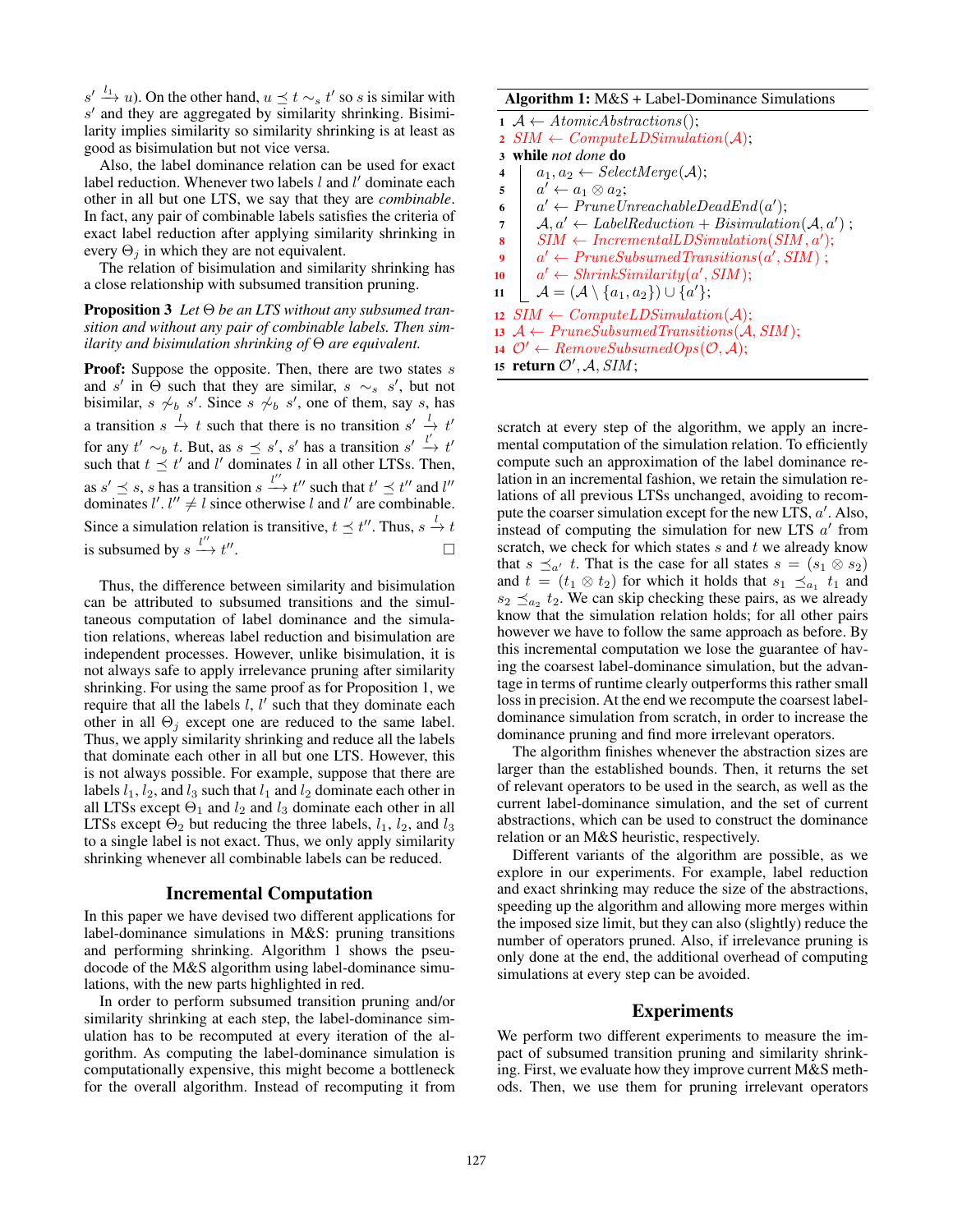$s' \xrightarrow{l_1} u$). On the other hand, $u \preceq t \sim_s t'$ so $s$ is similar with $s'$ and they are aggregated by similarity shrinking. Bisimilarity implies similarity so similarity shrinking is at least as good as bisimulation but not vice versa.

Also, the label dominance relation can be used for exact label reduction. Whenever two labels $l$ and $l'$ dominate each other in all but one LTS, we say that they are *combinable*. In fact, any pair of combinable labels satisfies the criteria of exact label reduction after applying similarity shrinking in every $\Theta_j$ in which they are not equivalent.

The relation of bisimulation and similarity shrinking has a close relationship with subsumed transition pruning.

**Proposition 3** *Let $\Theta$ be an LTS without any subsumed transition and without any pair of combinable labels. Then similarity and bisimulation shrinking of $\Theta$ are equivalent.*

**Proof:** Suppose the opposite. Then, there are two states $s$ and $s'$ in $\Theta$ such that they are similar, $s \sim_s s'$, but not bisimilar, $s \not\sim_b s'$. Since $s \not\sim_b s'$, one of them, say $s$, has a transition $s \xrightarrow{l} t$ such that there is no transition $s' \xrightarrow{l} t'$ for any $t' \sim_b t$. But, as $s \preceq s'$, $s'$ has a transition $s' \xrightarrow{l'} t'$ such that $t \preceq t'$ and $l'$ dominates $l$ in all other LTSs. Then, as $s' \preceq s$, $s$ has a transition $s \xrightarrow{l''} t''$ such that $t' \preceq t''$ and $l''$ dominates $l'$. $l'' \neq l$ since otherwise $l$ and $l'$ are combinable. Since a simulation relation is transitive, $t \preceq t''$. Thus, $s \xrightarrow{l} t$ is subsumed by $s \xrightarrow{l''} t''$. □

Thus, the difference between similarity and bisimulation can be attributed to subsumed transitions and the simultaneous computation of label dominance and the simulation relations, whereas label reduction and bisimulation are independent processes. However, unlike bisimulation, it is not always safe to apply irrelevance pruning after similarity shrinking. For using the same proof as for Proposition 1, we require that all the labels $l$, $l'$ such that they dominate each other in all $\Theta_j$ except one are reduced to the same label. Thus, we apply similarity shrinking and reduce all the labels that dominate each other in all but one LTS. However, this is not always possible. For example, suppose that there are labels $l_1$, $l_2$, and $l_3$ such that $l_1$ and $l_2$ dominate each other in all LTSs except $\Theta_1$ and $l_2$ and $l_3$ dominate each other in all LTSs except $\Theta_2$ but reducing the three labels, $l_1$, $l_2$, and $l_3$ to a single label is not exact. Thus, we only apply similarity shrinking whenever all combinable labels can be reduced.

## Incremental Computation

In this paper we have devised two different applications for label-dominance simulations in M&S: pruning transitions and performing shrinking. Algorithm 1 shows the pseudocode of the M&S algorithm using label-dominance simulations, with the new parts highlighted in red.

In order to perform subsumed transition pruning and/or similarity shrinking at each step, the label-dominance simulation has to be recomputed at every iteration of the algorithm. As computing the label-dominance simulation is computationally expensive, this might become a bottleneck for the overall algorithm. Instead of recomputing it from scratch at every step of the algorithm, we apply an incremental computation of the simulation relation. To efficiently compute such an approximation of the label dominance relation in an incremental fashion, we retain the simulation relations of all previous LTSs unchanged, avoiding to recompute the coarser simulation except for the new LTS, $a'$. Also, instead of computing the simulation for new LTS $a'$ from scratch, we check for which states $s$ and $t$ we already know that $s \preceq_{a'} t$. That is the case for all states $s = (s_1 \otimes s_2)$ and $t = (t_1 \otimes t_2)$ for which it holds that $s_1 \preceq_{a_1} t_1$ and $s_2 \preceq_{a_2} t_2$. We can skip checking these pairs, as we already know that the simulation relation holds; for all other pairs however we have to follow the same approach as before. By this incremental computation we lose the guarantee of having the coarsest label-dominance simulation, but the advantage in terms of runtime clearly outperforms this rather small loss in precision. At the end we recompute the coarsest label-dominance simulation from scratch, in order to increase the dominance pruning and find more irrelevant operators.

**Algorithm 1:** M&S + Label-Dominance Simulations

```
1  A ← AtomicAbstractions();
2  SIM ← ComputeLDSimulation(A);
3  while not done do
4      a1, a2 ← SelectMerge(A);
5      a' ← a1 ⊗ a2;
6      a' ← PruneUnreachableDeadEnd(a');
7      A, a' ← LabelReduction + Bisimulation(A, a');
8      SIM ← IncrementalLDSimulation(SIM, a');
9      a' ← PruneSubsumedTransitions(a', SIM);
10     a' ← ShrinkSimilarity(a', SIM);
11     A = (A \ {a1, a2}) ∪ {a'};
12 SIM ← ComputeLDSimulation(A);
13 A ← PruneSubsumedTransitions(A, SIM);
14 O' ← RemoveSubsumedOps(O, A);
15 return O', A, SIM;
```

The algorithm finishes whenever the abstraction sizes are larger than the established bounds. Then, it returns the set of relevant operators to be used in the search, as well as the current label-dominance simulation, and the set of current abstractions, which can be used to construct the dominance relation or an M&S heuristic, respectively.

Different variants of the algorithm are possible, as we explore in our experiments. For example, label reduction and exact shrinking may reduce the size of the abstractions, speeding up the algorithm and allowing more merges within the imposed size limit, but they can also (slightly) reduce the number of operators pruned. Also, if irrelevance pruning is only done at the end, the additional overhead of computing simulations at every step can be avoided.

## Experiments

We perform two different experiments to measure the impact of subsumed transition pruning and similarity shrinking. First, we evaluate how they improve current M&S methods. Then, we use them for pruning irrelevant operators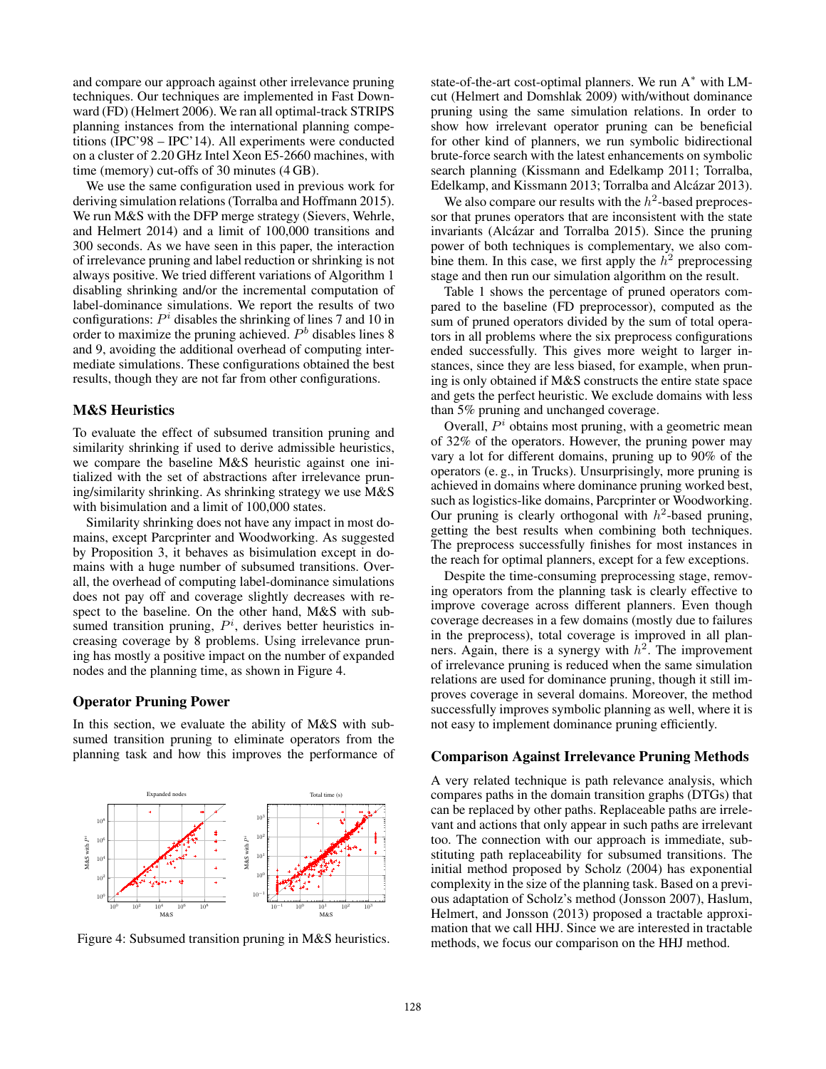and compare our approach against other irrelevance pruning techniques. Our techniques are implemented in Fast Downward (FD) (Helmert 2006). We ran all optimal-track STRIPS planning instances from the international planning competitions (IPC'98 – IPC'14). All experiments were conducted on a cluster of 2.20 GHz Intel Xeon E5-2660 machines, with time (memory) cut-offs of 30 minutes (4 GB).

We use the same configuration used in previous work for deriving simulation relations (Torralba and Hoffmann 2015). We run M&S with the DFP merge strategy (Sievers, Wehrle, and Helmert 2014) and a limit of 100,000 transitions and 300 seconds. As we have seen in this paper, the interaction of irrelevance pruning and label reduction or shrinking is not always positive. We tried different variations of Algorithm 1 disabling shrinking and/or the incremental computation of label-dominance simulations. We report the results of two configurations: $P^i$ disables the shrinking of lines 7 and 10 in order to maximize the pruning achieved. $P^b$ disables lines 8 and 9, avoiding the additional overhead of computing intermediate simulations. These configurations obtained the best results, though they are not far from other configurations.

## M&S Heuristics

To evaluate the effect of subsumed transition pruning and similarity shrinking if used to derive admissible heuristics, we compare the baseline M&S heuristic against one initialized with the set of abstractions after irrelevance pruning/similarity shrinking. As shrinking strategy we use M&S with bisimulation and a limit of 100,000 states.

Similarity shrinking does not have any impact in most domains, except Parcprinter and Woodworking. As suggested by Proposition 3, it behaves as bisimulation except in domains with a huge number of subsumed transitions. Overall, the overhead of computing label-dominance simulations does not pay off and coverage slightly decreases with respect to the baseline. On the other hand, M&S with subsumed transition pruning, $P^i$, derives better heuristics increasing coverage by 8 problems. Using irrelevance pruning has mostly a positive impact on the number of expanded nodes and the planning time, as shown in Figure 4.

## Operator Pruning Power

In this section, we evaluate the ability of M&S with subsumed transition pruning to eliminate operators from the planning task and how this improves the performance of state-of-the-art cost-optimal planners. We run A* with LM-cut (Helmert and Domshlak 2009) with/without dominance pruning using the same simulation relations. In order to show how irrelevant operator pruning can be beneficial for other kind of planners, we run symbolic bidirectional brute-force search with the latest enhancements on symbolic search planning (Kissmann and Edelkamp 2011; Torralba, Edelkamp, and Kissmann 2013; Torralba and Alcázar 2013).

Figure 4: Subsumed transition pruning in M&S heuristics.

We also compare our results with the $h^2$-based preprocessor that prunes operators that are inconsistent with the state invariants (Alcázar and Torralba 2015). Since the pruning power of both techniques is complementary, we also combine them. In this case, we first apply the $h^2$ preprocessing stage and then run our simulation algorithm on the result.

Table 1 shows the percentage of pruned operators compared to the baseline (FD preprocessor), computed as the sum of pruned operators divided by the sum of total operators in all problems where the six preprocess configurations ended successfully. This gives more weight to larger instances, since they are less biased, for example, when pruning is only obtained if M&S constructs the entire state space and gets the perfect heuristic. We exclude domains with less than 5% pruning and unchanged coverage.

Overall, $P^i$ obtains most pruning, with a geometric mean of 32% of the operators. However, the pruning power may vary a lot for different domains, pruning up to 90% of the operators (e. g., in Trucks). Unsurprisingly, more pruning is achieved in domains where dominance pruning worked best, such as logistics-like domains, Parcprinter or Woodworking. Our pruning is clearly orthogonal with $h^2$-based pruning, getting the best results when combining both techniques. The preprocess successfully finishes for most instances in the reach for optimal planners, except for a few exceptions.

Despite the time-consuming preprocessing stage, removing operators from the planning task is clearly effective to improve coverage across different planners. Even though coverage decreases in a few domains (mostly due to failures in the preprocess), total coverage is improved in all planners. Again, there is a synergy with $h^2$. The improvement of irrelevance pruning is reduced when the same simulation relations are used for dominance pruning, though it still improves coverage in several domains. Moreover, the method successfully improves symbolic planning as well, where it is not easy to implement dominance pruning efficiently.

## Comparison Against Irrelevance Pruning Methods

A very related technique is path relevance analysis, which compares paths in the domain transition graphs (DTGs) that can be replaced by other paths. Replaceable paths are irrelevant and actions that only appear in such paths are irrelevant too. The connection with our approach is immediate, substituting path replaceability for subsumed transitions. The initial method proposed by Scholz (2004) has exponential complexity in the size of the planning task. Based on a previous adaptation of Scholz's method (Jonsson 2007), Haslum, Helmert, and Jonsson (2013) proposed a tractable approximation that we call HHJ. Since we are interested in tractable methods, we focus our comparison on the HHJ method.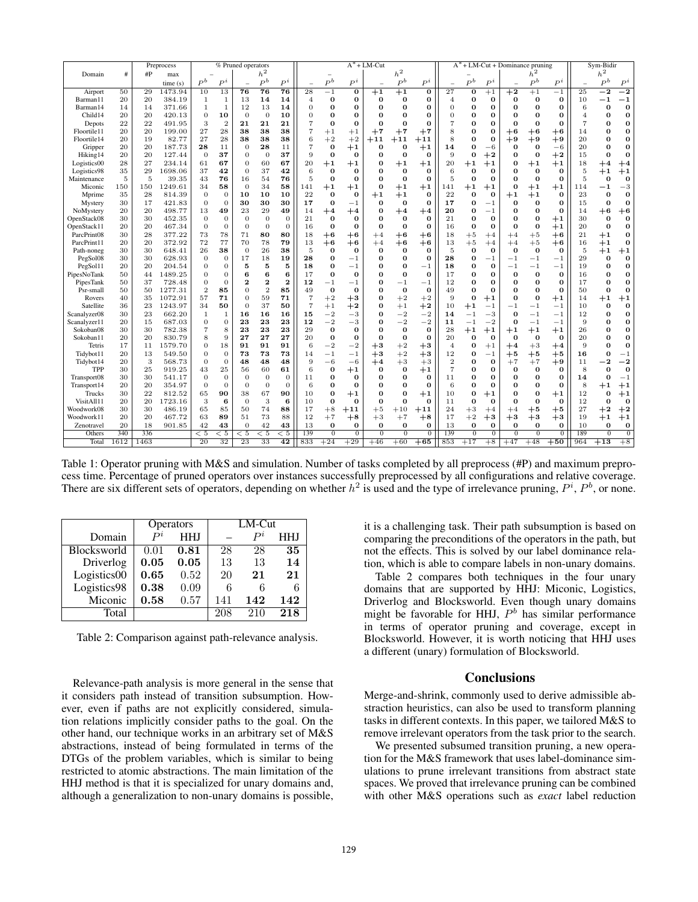| Domain | # | Preprocess #P | Preprocess max time (s) | % Pruned operators – $P^b$ | % Pruned operators – $P^i$ | % Pruned operators $h^2$ – | % Pruned operators $h^2$ $P^b$ | % Pruned operators $h^2$ $P^i$ | A* + LM-Cut – – | A* + LM-Cut – $P^b$ | A* + LM-Cut – $P^i$ | A* + LM-Cut $h^2$ – | A* + LM-Cut $h^2$ $P^b$ | A* + LM-Cut $h^2$ $P^i$ | A* + LM-Cut + Dominance pruning – – | A* + LM-Cut + Dominance pruning – $P^b$ | A* + LM-Cut + Dominance pruning – $P^i$ | A* + LM-Cut + Dominance pruning $h^2$ – | A* + LM-Cut + Dominance pruning $h^2$ $P^b$ | A* + LM-Cut + Dominance pruning $h^2$ $P^i$ | Sym-Bidir – | Sym-Bidir $h^2$ $P^b$ | Sym-Bidir $h^2$ $P^i$ |
|---|---|---|---|---|---|---|---|---|---|---|---|---|---|---|---|---|---|---|---|---|---|---|---|
| Airport | 50 | 29 | 1473.94 | 10 | 13 | **76** | **76** | **76** | **28** | −1 | **0** | **+1** | **+1** | **0** | **27** | **0** | +1 | **+2** | +1 | −1 | 25 | **−2** | **−2** |
| Barman11 | 20 | 20 | 384.19 | 1 | 1 | 13 | **14** | **14** | 4 | **0** | **0** | **0** | **0** | **0** | 4 | **0** | **0** | **0** | **0** | **0** | 10 | **−1** | **−1** |
| Barman14 | 14 | 14 | 371.66 | 1 | 1 | 12 | 13 | **14** | 0 | **0** | **0** | **0** | **0** | **0** | 0 | **0** | **0** | **0** | **0** | **0** | 6 | **0** | **0** |
| Child14 | 20 | 20 | 420.13 | 0 | **10** | 0 | 0 | **10** | 0 | **0** | **0** | **0** | **0** | **0** | 0 | **0** | **0** | **0** | **0** | **0** | 4 | **0** | **0** |
| Depots | 22 | 22 | 491.95 | 3 | 2 | **21** | **21** | **21** | 7 | **0** | **0** | **0** | **0** | **0** | 7 | **0** | **0** | **0** | **0** | **0** | 7 | **0** | **0** |
| Floortile11 | 20 | 20 | 199.00 | 27 | 28 | **38** | **38** | **38** | 7 | +1 | +1 | **+7** | **+7** | **+7** | 8 | **0** | **0** | **+6** | **+6** | **+6** | 14 | **0** | **0** |
| Floortile14 | 20 | 19 | 82.77 | 27 | 28 | **38** | **38** | **38** | 6 | +2 | +2 | **+11** | **+11** | **+11** | 8 | **0** | **0** | **+9** | **+9** | **+9** | 20 | **0** | **0** |
| Gripper | 20 | 20 | 187.73 | **28** | 11 | 0 | **28** | 11 | 7 | **0** | **+1** | **0** | **0** | **+1** | **14** | **0** | −6 | **0** | **0** | −6 | 20 | **0** | **0** |
| Hiking14 | 20 | 20 | 127.44 | 0 | **37** | 0 | 0 | **37** | 9 | **0** | **0** | **0** | **0** | **0** | 9 | **0** | **+2** | **0** | **0** | **+2** | 15 | **0** | **0** |
| Logistics00 | 28 | 27 | 234.14 | 61 | **67** | 0 | 60 | **67** | 20 | **+1** | **+1** | **0** | **+1** | **+1** | 20 | **+1** | **+1** | **0** | **+1** | **+1** | 18 | **+4** | **+4** |
| Logistics98 | 35 | 29 | 1698.06 | 37 | **42** | 0 | 37 | **42** | 6 | **0** | **0** | **0** | **0** | **0** | 6 | **0** | **0** | **0** | **0** | **0** | 5 | **+1** | **+1** |
| Maintenance | 5 | 5 | 39.35 | 43 | **76** | 16 | 54 | **76** | 5 | **0** | **0** | **0** | **0** | **0** | 5 | **0** | **0** | **0** | **0** | **0** | 5 | **0** | **0** |
| Miconic | 150 | 150 | 1249.61 | 34 | **58** | 0 | 34 | **58** | 141 | **+1** | **+1** | **0** | **+1** | **+1** | 141 | **+1** | **+1** | **0** | **+1** | **+1** | 114 | **−1** | −3 |
| Mprime | 35 | 28 | 814.39 | 0 | 0 | **10** | **10** | **10** | 22 | **0** | **0** | **+1** | **+1** | **0** | 22 | **0** | **0** | **+1** | **+1** | **0** | 23 | **0** | **0** |
| Mystery | 30 | 17 | 421.83 | 0 | 0 | **30** | **30** | **30** | **17** | **0** | −1 | **0** | **0** | **0** | **17** | **0** | −1 | **0** | **0** | **0** | 15 | **0** | **0** |
| NoMystery | 20 | 20 | 498.77 | 13 | **49** | 23 | 29 | **49** | 14 | **+4** | **+4** | **0** | **+4** | **+4** | **20** | **0** | −1 | **0** | **0** | **0** | 14 | **+6** | **+6** |
| OpenStack08 | 30 | 30 | 452.35 | 0 | 0 | 0 | 0 | 0 | 21 | **0** | **0** | **0** | **0** | **0** | 21 | **0** | **0** | **0** | **0** | **+1** | 30 | **0** | **0** |
| OpenStack11 | 20 | 20 | 467.34 | 0 | 0 | 0 | 0 | 0 | 16 | **0** | **0** | **0** | **0** | **0** | 16 | **0** | **0** | **0** | **0** | **+1** | 20 | **0** | **0** |
| ParcPrint08 | 30 | 28 | 377.22 | 73 | 78 | 71 | **80** | **80** | 18 | **+6** | **+6** | +4 | **+6** | **+6** | 18 | +5 | +4 | +4 | +5 | **+6** | 21 | **+1** | **0** |
| ParcPrint11 | 20 | 20 | 372.92 | 72 | 77 | 70 | 78 | **79** | 13 | **+6** | **+6** | +4 | **+6** | **+6** | 13 | +5 | +4 | +4 | +5 | **+6** | 16 | **+1** | **0** |
| Path-noneg | 30 | 30 | 648.41 | 26 | **38** | 0 | 26 | **38** | 5 | **0** | **0** | **0** | **0** | **0** | 5 | **0** | **0** | **0** | **0** | **0** | 5 | **+1** | **+1** |
| PegSol08 | 30 | 30 | 628.93 | 0 | 0 | 17 | 18 | **19** | **28** | **0** | −1 | **0** | **0** | **0** | **28** | **0** | −1 | −1 | −1 | −1 | 29 | **0** | **0** |
| PegSol11 | 20 | 20 | 204.54 | 0 | 0 | **5** | **5** | **5** | **18** | **0** | −1 | **0** | **0** | −1 | **18** | **0** | **0** | −1 | −1 | −1 | 19 | **0** | **0** |
| PipesNoTank | 50 | 44 | 1489.25 | 0 | 0 | **6** | **6** | **6** | 17 | **0** | **0** | **0** | **0** | **0** | 17 | **0** | **0** | **0** | **0** | **0** | 16 | **0** | **0** |
| PipesTank | 50 | 37 | 728.48 | 0 | 0 | **2** | **2** | **2** | **12** | −1 | −1 | **0** | −1 | −1 | 12 | **0** | **0** | **0** | **0** | **0** | 17 | **0** | **0** |
| Psr-small | 50 | 50 | 1277.31 | 2 | **85** | 0 | 2 | **85** | 49 | **0** | **0** | **0** | **0** | **0** | 49 | **0** | **0** | **0** | **0** | **0** | 50 | **0** | **0** |
| Rovers | 40 | 35 | 1072.91 | 57 | **71** | 0 | 59 | **71** | 7 | +2 | **+3** | **0** | +2 | +2 | 9 | **0** | **+1** | **0** | **0** | **+1** | 14 | **+1** | **+1** |
| Satellite | 36 | 23 | 1243.97 | 34 | **50** | 0 | 37 | **50** | 7 | +1 | **+2** | **0** | +1 | **+2** | 10 | **+1** | −1 | −1 | −1 | −1 | 10 | **0** | **0** |
| Scanalyzer08 | 30 | 23 | 662.20 | 1 | 1 | **16** | **16** | **16** | **15** | −2 | −3 | **0** | −2 | −2 | **14** | −1 | −3 | **0** | −1 | −1 | 12 | **0** | **0** |
| Scanalyzer11 | 20 | 15 | 687.03 | 0 | 0 | **23** | **23** | **23** | **12** | −2 | −3 | **0** | −2 | −2 | **11** | −1 | −2 | **0** | −1 | −1 | 9 | **0** | **0** |
| Sokoban08 | 30 | 30 | 782.38 | 7 | 8 | **23** | **23** | **23** | 29 | **0** | **0** | **0** | **0** | **0** | 28 | **+1** | **+1** | **+1** | **+1** | **+1** | 26 | **0** | **0** |
| Sokoban11 | 20 | 20 | 830.79 | 8 | 9 | **27** | **27** | **27** | 20 | **0** | **0** | **0** | **0** | **0** | 20 | **0** | **0** | **0** | **0** | **0** | 20 | **0** | **0** |
| Tetris | 17 | 11 | 1579.70 | 0 | 18 | **91** | **91** | **91** | 6 | −2 | −2 | **+3** | +2 | **+3** | 4 | **0** | +1 | **+4** | +3 | **+4** | 9 | **0** | **0** |
| Tidybot11 | 20 | 13 | 549.50 | 0 | 0 | **73** | **73** | **73** | 14 | −1 | −1 | **+3** | +2 | **+3** | 12 | **0** | −1 | **+5** | **+5** | **+5** | **16** | **0** | −1 |
| Tidybot14 | 20 | 3 | 568.73 | 0 | 0 | **48** | **48** | **48** | 9 | −6 | −6 | **+4** | +3 | +3 | 2 | **0** | **0** | +7 | +7 | **+9** | 11 | **−2** | **−2** |
| TPP | 30 | 25 | 919.25 | 43 | 25 | 56 | 60 | **61** | 6 | **0** | **+1** | **0** | **0** | **+1** | 7 | **0** | **0** | **0** | **0** | **0** | 8 | **0** | **0** |
| Transport08 | 30 | 30 | 541.17 | 0 | 0 | 0 | 0 | 0 | 11 | **0** | **0** | **0** | **0** | **0** | 11 | **0** | **0** | **0** | **0** | **0** | **14** | **0** | −1 |
| Transport14 | 20 | 20 | 354.97 | 0 | 0 | 0 | 0 | 0 | 6 | **0** | **0** | **0** | **0** | **0** | 6 | **0** | **0** | **0** | **0** | **0** | 8 | **+1** | **+1** |
| Trucks | 30 | 22 | 812.52 | 65 | **90** | 38 | 67 | **90** | 10 | **0** | **+1** | **0** | **0** | **+1** | 10 | **0** | **+1** | **0** | **0** | **+1** | 12 | **0** | **+1** |
| VisitAll11 | 20 | 20 | 1723.16 | 3 | **6** | 0 | 3 | **6** | 10 | **0** | **0** | **0** | **0** | **0** | 11 | **0** | **0** | **0** | **0** | **0** | 12 | **0** | **0** |
| Woodwork08 | 30 | 30 | 486.19 | 65 | 85 | 50 | 74 | **88** | 17 | +8 | **+11** | +5 | +10 | **+11** | 24 | +3 | +4 | +4 | **+5** | **+5** | 27 | **+2** | **+2** |
| Woodwork11 | 20 | 20 | 467.72 | 63 | **89** | 51 | 73 | 88 | 12 | +7 | **+8** | +3 | +7 | **+8** | 17 | +2 | **+3** | **+3** | **+3** | **+3** | 19 | **+1** | **+1** |
| Zenotravel | 20 | 18 | 901.85 | 42 | **43** | 0 | 42 | **43** | 13 | **0** | **0** | **0** | **0** | **0** | 13 | **0** | **0** | **0** | **0** | **0** | 10 | **0** | **0** |
| Others | 340 | 336 | | < 5 | < 5 | < 5 | < 5 | < 5 | 139 | 0 | 0 | 0 | 0 | 0 | 139 | 0 | 0 | 0 | 0 | 0 | 189 | 0 | 0 |
| Total | 1612 | 1463 | | 20 | 32 | 23 | 33 | **42** | 833 | +24 | +29 | +46 | +60 | **+65** | 853 | +17 | +8 | +47 | +48 | **+50** | 964 | **+13** | +8 |

Table 1: Operator pruning with M&S and simulation. Number of tasks completed by all preprocess (#P) and maximum preprocess time. Percentage of pruned operators over instances successfully preprocessed by all configurations and relative coverage. There are six different sets of operators, depending on whether $h^2$ is used and the type of irrelevance pruning, $P^i$, $P^b$, or none.

| Domain | Operators $P^i$ | Operators HHJ | LM-Cut – | LM-Cut $P^i$ | LM-Cut HHJ |
|---|---|---|---|---|---|
| Blocksworld | 0.01 | **0.81** | 28 | 28 | **35** |
| Driverlog | **0.05** | **0.05** | 13 | 13 | **14** |
| Logistics00 | **0.65** | 0.52 | 20 | **21** | **21** |
| Logistics98 | **0.38** | 0.09 | 6 | 6 | 6 |
| Miconic | **0.58** | 0.57 | 141 | **142** | **142** |
| Total | | | 208 | 210 | **218** |

Table 2: Comparison against path-relevance analysis.

Relevance-path analysis is more general in the sense that it considers path instead of transition subsumption. However, even if paths are not explicitly considered, simulation relations implicitly consider paths to the goal. On the other hand, our technique works in an arbitrary set of M&S abstractions, instead of being formulated in terms of the DTGs of the problem variables, which is similar to being restricted to atomic abstractions. The main limitation of the HHJ method is that it is specialized for unary domains and, although a generalization to non-unary domains is possible, it is a challenging task. Their path subsumption is based on comparing the preconditions of the operators in the path, but not the effects. This is solved by our label dominance relation, which is able to compare labels in non-unary domains.

Table 2 compares both techniques in the four unary domains that are supported by HHJ: Miconic, Logistics, Driverlog and Blocksworld. Even though unary domains might be favorable for HHJ, $P^b$ has similar performance in terms of operator pruning and coverage, except in Blocksworld. However, it is worth noticing that HHJ uses a different (unary) formulation of Blocksworld.

## Conclusions

Merge-and-shrink, commonly used to derive admissible abstraction heuristics, can also be used to transform planning tasks in different contexts. In this paper, we tailored M&S to remove irrelevant operators from the task prior to the search.

We presented subsumed transition pruning, a new operation for the M&S framework that uses label-dominance simulations to prune irrelevant transitions from abstract state spaces. We proved that irrelevance pruning can be combined with other M&S operations such as *exact* label reduction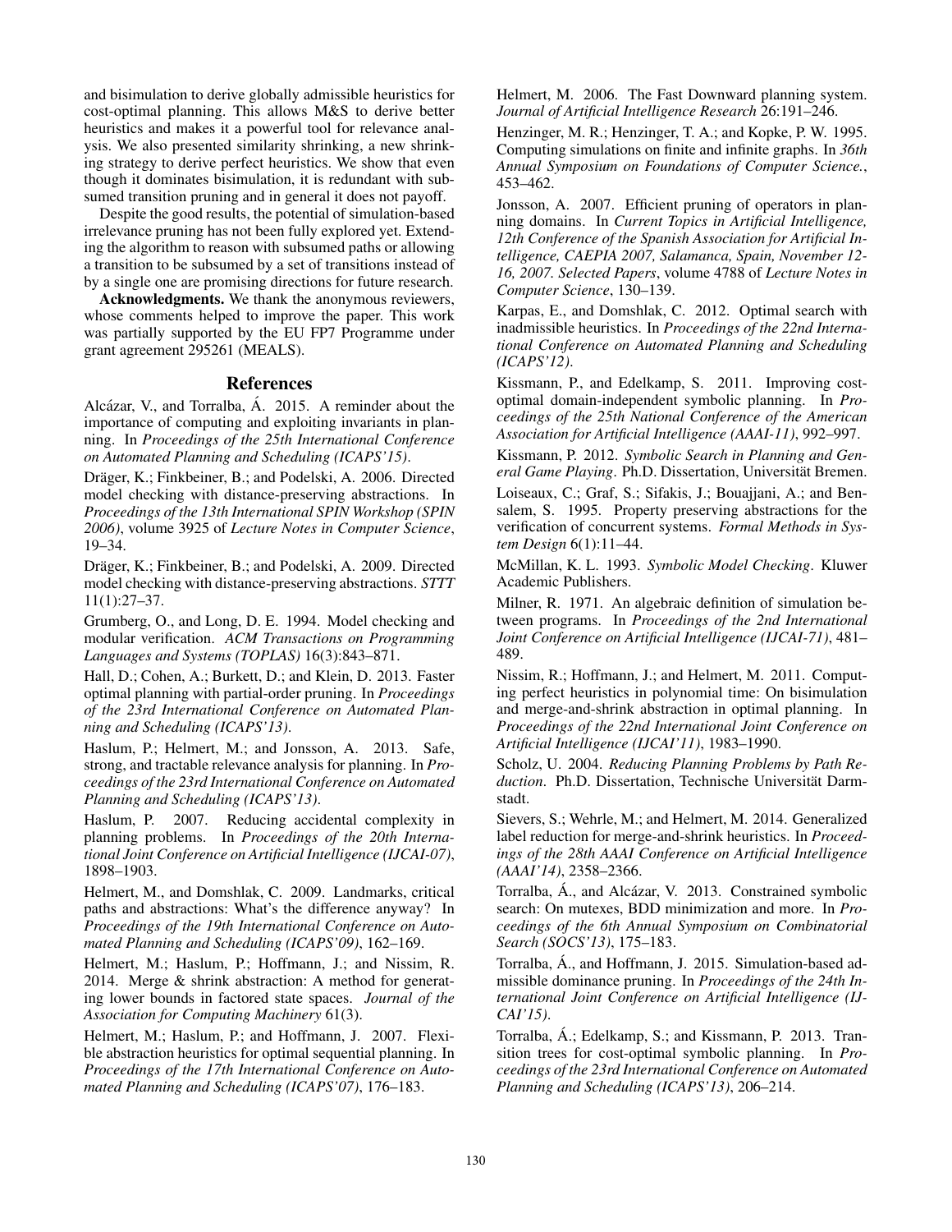and bisimulation to derive globally admissible heuristics for cost-optimal planning. This allows M&S to derive better heuristics and makes it a powerful tool for relevance analysis. We also presented similarity shrinking, a new shrinking strategy to derive perfect heuristics. We show that even though it dominates bisimulation, it is redundant with subsumed transition pruning and in general it does not payoff.

Despite the good results, the potential of simulation-based irrelevance pruning has not been fully explored yet. Extending the algorithm to reason with subsumed paths or allowing a transition to be subsumed by a set of transitions instead of by a single one are promising directions for future research.

**Acknowledgments.** We thank the anonymous reviewers, whose comments helped to improve the paper. This work was partially supported by the EU FP7 Programme under grant agreement 295261 (MEALS).

## References

Alcázar, V., and Torralba, Á. 2015. A reminder about the importance of computing and exploiting invariants in planning. In *Proceedings of the 25th International Conference on Automated Planning and Scheduling (ICAPS'15)*.

Dräger, K.; Finkbeiner, B.; and Podelski, A. 2006. Directed model checking with distance-preserving abstractions. In *Proceedings of the 13th International SPIN Workshop (SPIN 2006)*, volume 3925 of *Lecture Notes in Computer Science*, 19–34.

Dräger, K.; Finkbeiner, B.; and Podelski, A. 2009. Directed model checking with distance-preserving abstractions. *STTT* 11(1):27–37.

Grumberg, O., and Long, D. E. 1994. Model checking and modular verification. *ACM Transactions on Programming Languages and Systems (TOPLAS)* 16(3):843–871.

Hall, D.; Cohen, A.; Burkett, D.; and Klein, D. 2013. Faster optimal planning with partial-order pruning. In *Proceedings of the 23rd International Conference on Automated Planning and Scheduling (ICAPS'13)*.

Haslum, P.; Helmert, M.; and Jonsson, A. 2013. Safe, strong, and tractable relevance analysis for planning. In *Proceedings of the 23rd International Conference on Automated Planning and Scheduling (ICAPS'13)*.

Haslum, P. 2007. Reducing accidental complexity in planning problems. In *Proceedings of the 20th International Joint Conference on Artificial Intelligence (IJCAI-07)*, 1898–1903.

Helmert, M., and Domshlak, C. 2009. Landmarks, critical paths and abstractions: What's the difference anyway? In *Proceedings of the 19th International Conference on Automated Planning and Scheduling (ICAPS'09)*, 162–169.

Helmert, M.; Haslum, P.; Hoffmann, J.; and Nissim, R. 2014. Merge & shrink abstraction: A method for generating lower bounds in factored state spaces. *Journal of the Association for Computing Machinery* 61(3).

Helmert, M.; Haslum, P.; and Hoffmann, J. 2007. Flexible abstraction heuristics for optimal sequential planning. In *Proceedings of the 17th International Conference on Automated Planning and Scheduling (ICAPS'07)*, 176–183.

Helmert, M. 2006. The Fast Downward planning system. *Journal of Artificial Intelligence Research* 26:191–246.

Henzinger, M. R.; Henzinger, T. A.; and Kopke, P. W. 1995. Computing simulations on finite and infinite graphs. In *36th Annual Symposium on Foundations of Computer Science.*, 453–462.

Jonsson, A. 2007. Efficient pruning of operators in planning domains. In *Current Topics in Artificial Intelligence, 12th Conference of the Spanish Association for Artificial Intelligence, CAEPIA 2007, Salamanca, Spain, November 12-16, 2007. Selected Papers*, volume 4788 of *Lecture Notes in Computer Science*, 130–139.

Karpas, E., and Domshlak, C. 2012. Optimal search with inadmissible heuristics. In *Proceedings of the 22nd International Conference on Automated Planning and Scheduling (ICAPS'12)*.

Kissmann, P., and Edelkamp, S. 2011. Improving cost-optimal domain-independent symbolic planning. In *Proceedings of the 25th National Conference of the American Association for Artificial Intelligence (AAAI-11)*, 992–997.

Kissmann, P. 2012. *Symbolic Search in Planning and General Game Playing*. Ph.D. Dissertation, Universität Bremen.

Loiseaux, C.; Graf, S.; Sifakis, J.; Bouajjani, A.; and Bensalem, S. 1995. Property preserving abstractions for the verification of concurrent systems. *Formal Methods in System Design* 6(1):11–44.

McMillan, K. L. 1993. *Symbolic Model Checking*. Kluwer Academic Publishers.

Milner, R. 1971. An algebraic definition of simulation between programs. In *Proceedings of the 2nd International Joint Conference on Artificial Intelligence (IJCAI-71)*, 481–489.

Nissim, R.; Hoffmann, J.; and Helmert, M. 2011. Computing perfect heuristics in polynomial time: On bisimulation and merge-and-shrink abstraction in optimal planning. In *Proceedings of the 22nd International Joint Conference on Artificial Intelligence (IJCAI'11)*, 1983–1990.

Scholz, U. 2004. *Reducing Planning Problems by Path Reduction*. Ph.D. Dissertation, Technische Universität Darmstadt.

Sievers, S.; Wehrle, M.; and Helmert, M. 2014. Generalized label reduction for merge-and-shrink heuristics. In *Proceedings of the 28th AAAI Conference on Artificial Intelligence (AAAI'14)*, 2358–2366.

Torralba, Á., and Alcázar, V. 2013. Constrained symbolic search: On mutexes, BDD minimization and more. In *Proceedings of the 6th Annual Symposium on Combinatorial Search (SOCS'13)*, 175–183.

Torralba, Á., and Hoffmann, J. 2015. Simulation-based admissible dominance pruning. In *Proceedings of the 24th International Joint Conference on Artificial Intelligence (IJCAI'15)*.

Torralba, Á.; Edelkamp, S.; and Kissmann, P. 2013. Transition trees for cost-optimal symbolic planning. In *Proceedings of the 23rd International Conference on Automated Planning and Scheduling (ICAPS'13)*, 206–214.